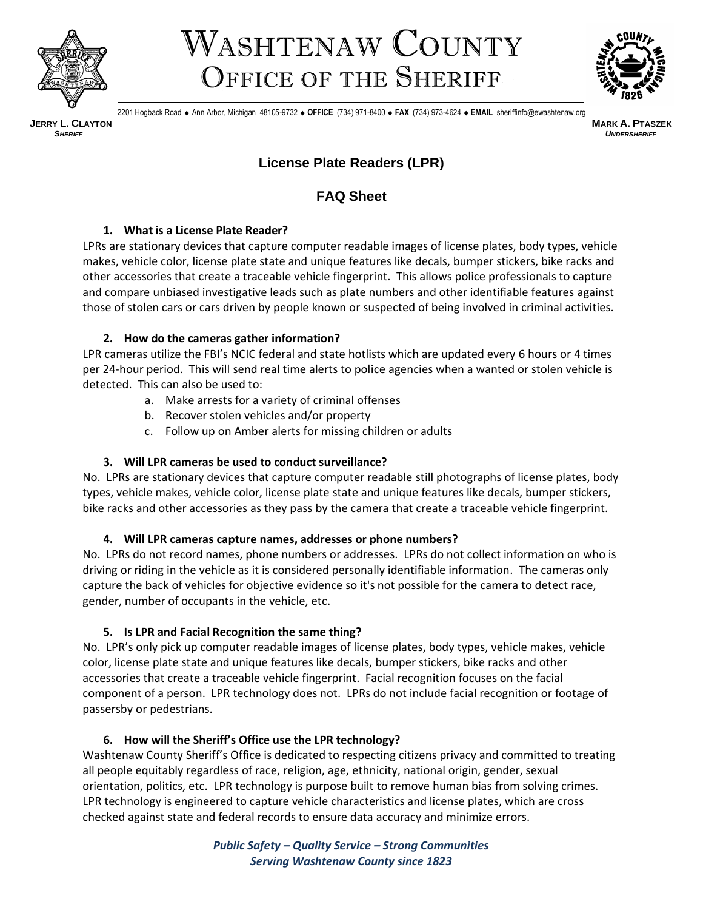# WASHTENAW COUNTY
## OFFICE OF THE SHERIFF

2201 Hogback Road ◆ Ann Arbor, Michigan 48105-9732 ◆ **OFFICE** (734) 971-8400 ◆ **FAX** (734) 973-4624 ◆ **EMAIL** sheriffinfo@ewashtenaw.org

**JERRY L. CLAYTON**
*SHERIFF*

**MARK A. PTASZEK**
*UNDERSHERIFF*

## License Plate Readers (LPR)

## FAQ Sheet

### 1. What is a License Plate Reader?

LPRs are stationary devices that capture computer readable images of license plates, body types, vehicle makes, vehicle color, license plate state and unique features like decals, bumper stickers, bike racks and other accessories that create a traceable vehicle fingerprint. This allows police professionals to capture and compare unbiased investigative leads such as plate numbers and other identifiable features against those of stolen cars or cars driven by people known or suspected of being involved in criminal activities.

### 2. How do the cameras gather information?

LPR cameras utilize the FBI's NCIC federal and state hotlists which are updated every 6 hours or 4 times per 24-hour period. This will send real time alerts to police agencies when a wanted or stolen vehicle is detected. This can also be used to:

a. Make arrests for a variety of criminal offenses
b. Recover stolen vehicles and/or property
c. Follow up on Amber alerts for missing children or adults

### 3. Will LPR cameras be used to conduct surveillance?

No. LPRs are stationary devices that capture computer readable still photographs of license plates, body types, vehicle makes, vehicle color, license plate state and unique features like decals, bumper stickers, bike racks and other accessories as they pass by the camera that create a traceable vehicle fingerprint.

### 4. Will LPR cameras capture names, addresses or phone numbers?

No. LPRs do not record names, phone numbers or addresses. LPRs do not collect information on who is driving or riding in the vehicle as it is considered personally identifiable information. The cameras only capture the back of vehicles for objective evidence so it's not possible for the camera to detect race, gender, number of occupants in the vehicle, etc.

### 5. Is LPR and Facial Recognition the same thing?

No. LPR's only pick up computer readable images of license plates, body types, vehicle makes, vehicle color, license plate state and unique features like decals, bumper stickers, bike racks and other accessories that create a traceable vehicle fingerprint. Facial recognition focuses on the facial component of a person. LPR technology does not. LPRs do not include facial recognition or footage of passersby or pedestrians.

### 6. How will the Sheriff's Office use the LPR technology?

Washtenaw County Sheriff's Office is dedicated to respecting citizens privacy and committed to treating all people equitably regardless of race, religion, age, ethnicity, national origin, gender, sexual orientation, politics, etc. LPR technology is purpose built to remove human bias from solving crimes. LPR technology is engineered to capture vehicle characteristics and license plates, which are cross checked against state and federal records to ensure data accuracy and minimize errors.

***Public Safety – Quality Service – Strong Communities***
***Serving Washtenaw County since 1823***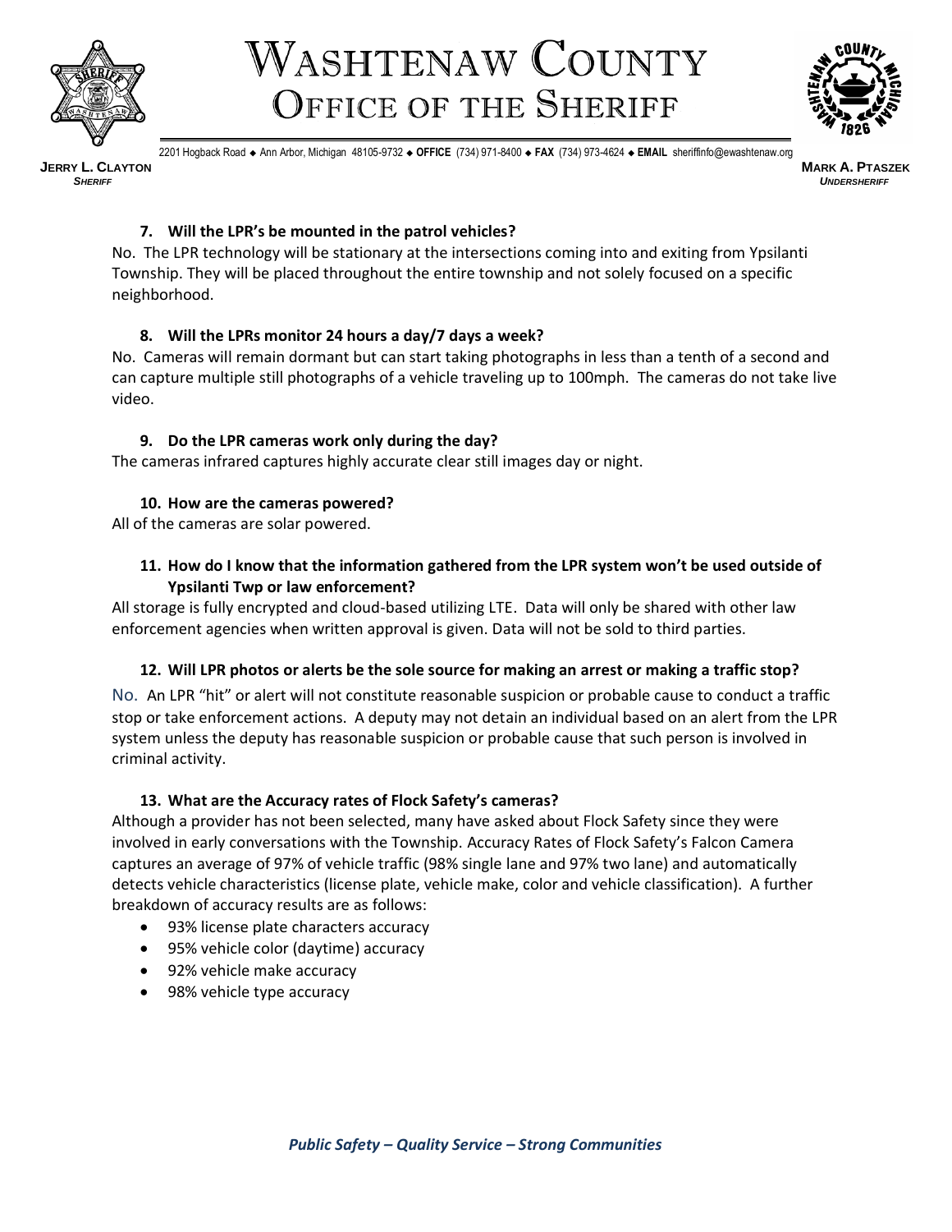# Washtenaw County Office of the Sheriff

2201 Hogback Road ◆ Ann Arbor, Michigan 48105-9732 ◆ **OFFICE** (734) 971-8400 ◆ **FAX** (734) 973-4624 ◆ **EMAIL** sheriffinfo@ewashtenaw.org

**JERRY L. CLAYTON**
*SHERIFF*

**MARK A. PTASZEK**
*UNDERSHERIFF*

**7. Will the LPR's be mounted in the patrol vehicles?**

No. The LPR technology will be stationary at the intersections coming into and exiting from Ypsilanti Township. They will be placed throughout the entire township and not solely focused on a specific neighborhood.

**8. Will the LPRs monitor 24 hours a day/7 days a week?**

No. Cameras will remain dormant but can start taking photographs in less than a tenth of a second and can capture multiple still photographs of a vehicle traveling up to 100mph. The cameras do not take live video.

**9. Do the LPR cameras work only during the day?**

The cameras infrared captures highly accurate clear still images day or night.

**10. How are the cameras powered?**

All of the cameras are solar powered.

**11. How do I know that the information gathered from the LPR system won't be used outside of Ypsilanti Twp or law enforcement?**

All storage is fully encrypted and cloud-based utilizing LTE. Data will only be shared with other law enforcement agencies when written approval is given. Data will not be sold to third parties.

**12. Will LPR photos or alerts be the sole source for making an arrest or making a traffic stop?**

No. An LPR "hit" or alert will not constitute reasonable suspicion or probable cause to conduct a traffic stop or take enforcement actions. A deputy may not detain an individual based on an alert from the LPR system unless the deputy has reasonable suspicion or probable cause that such person is involved in criminal activity.

**13. What are the Accuracy rates of Flock Safety's cameras?**

Although a provider has not been selected, many have asked about Flock Safety since they were involved in early conversations with the Township. Accuracy Rates of Flock Safety's Falcon Camera captures an average of 97% of vehicle traffic (98% single lane and 97% two lane) and automatically detects vehicle characteristics (license plate, vehicle make, color and vehicle classification). A further breakdown of accuracy results are as follows:

- 93% license plate characters accuracy
- 95% vehicle color (daytime) accuracy
- 92% vehicle make accuracy
- 98% vehicle type accuracy

***Public Safety – Quality Service – Strong Communities***